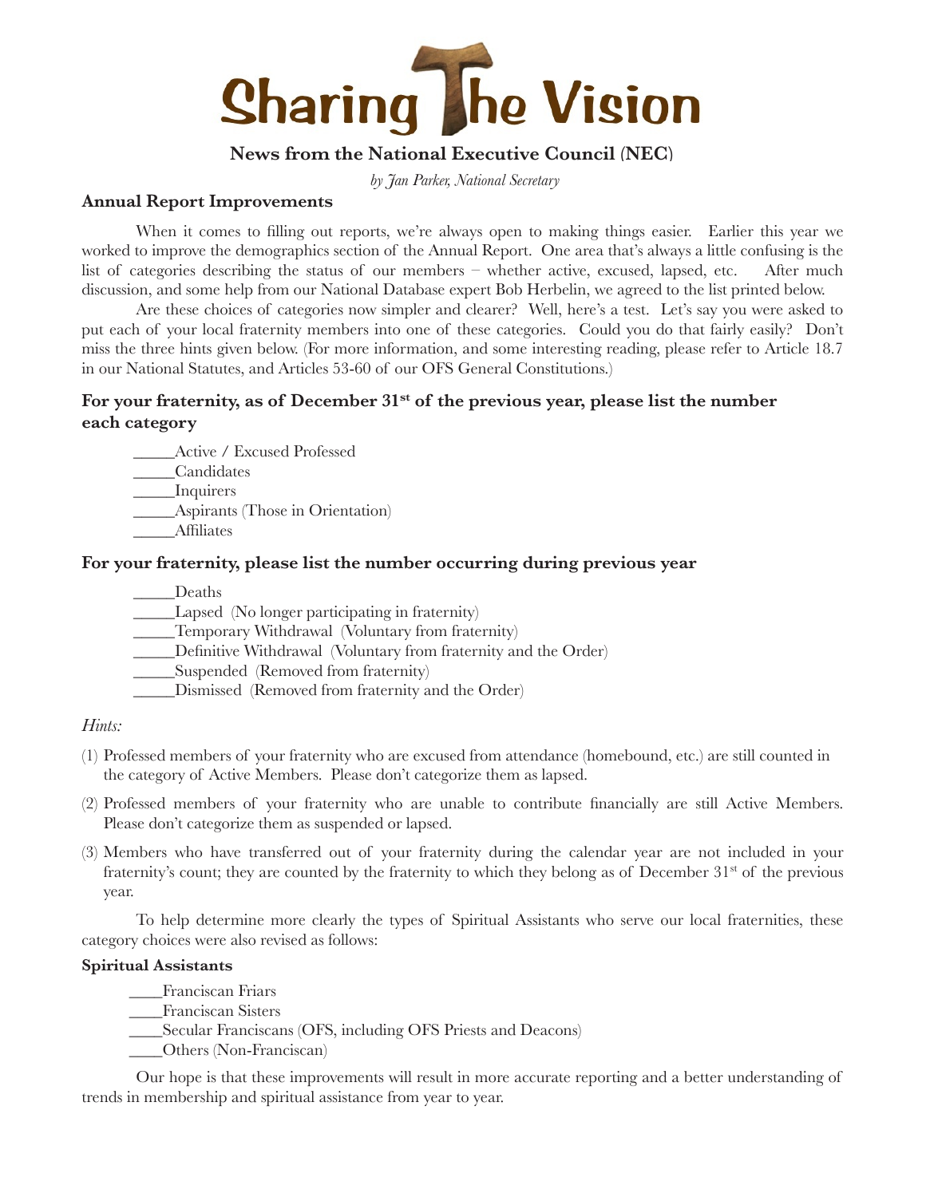# Sharing The Vision

## News from the National Executive Council (NEC)

*by Jan Parker, National Secretary*

### Annual Report Improvements

When it comes to filling out reports, we're always open to making things easier. Earlier this year we worked to improve the demographics section of the Annual Report. One area that's always a little confusing is the list of categories describing the status of our members – whether active, excused, lapsed, etc. After much discussion, and some help from our National Database expert Bob Herbelin, we agreed to the list printed below.

Are these choices of categories now simpler and clearer? Well, here's a test. Let's say you were asked to put each of your local fraternity members into one of these categories. Could you do that fairly easily? Don't miss the three hints given below. (For more information, and some interesting reading, please refer to Article 18.7 in our National Statutes, and Articles 53-60 of our OFS General Constitutions.)

**For your fraternity, as of December 31st of the previous year, please list the number each category**

_____Active / Excused Professed
_____Candidates
_____Inquirers
_____Aspirants (Those in Orientation)
_____Affiliates

**For your fraternity, please list the number occurring during previous year**

_____Deaths
_____Lapsed (No longer participating in fraternity)
_____Temporary Withdrawal (Voluntary from fraternity)
_____Definitive Withdrawal (Voluntary from fraternity and the Order)
_____Suspended (Removed from fraternity)
_____Dismissed (Removed from fraternity and the Order)

*Hints:*

(1) Professed members of your fraternity who are excused from attendance (homebound, etc.) are still counted in the category of Active Members. Please don't categorize them as lapsed.

(2) Professed members of your fraternity who are unable to contribute financially are still Active Members. Please don't categorize them as suspended or lapsed.

(3) Members who have transferred out of your fraternity during the calendar year are not included in your fraternity's count; they are counted by the fraternity to which they belong as of December 31st of the previous year.

To help determine more clearly the types of Spiritual Assistants who serve our local fraternities, these category choices were also revised as follows:

**Spiritual Assistants**

____Franciscan Friars
____Franciscan Sisters
____Secular Franciscans (OFS, including OFS Priests and Deacons)
____Others (Non-Franciscan)

Our hope is that these improvements will result in more accurate reporting and a better understanding of trends in membership and spiritual assistance from year to year.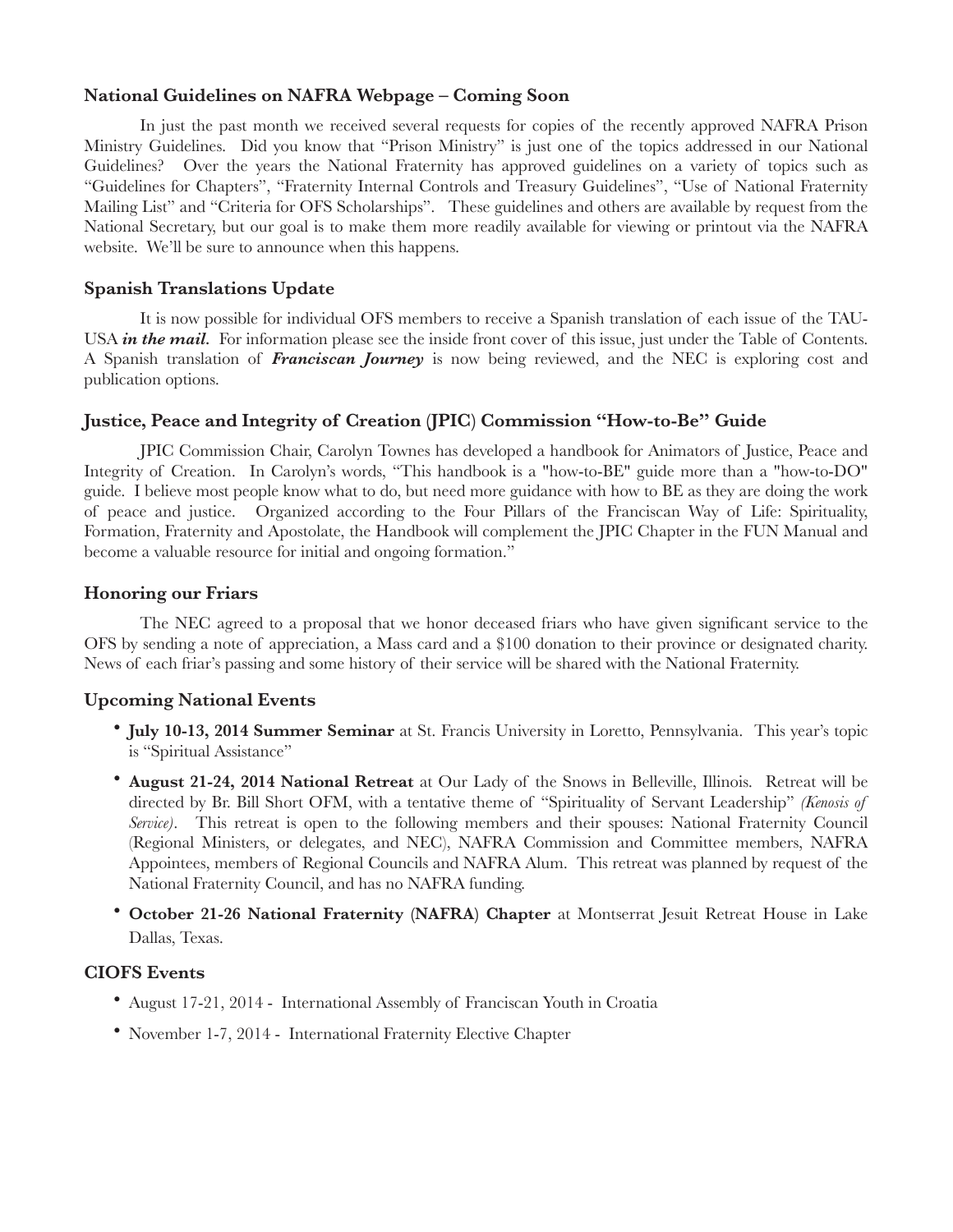### National Guidelines on NAFRA Webpage – Coming Soon

In just the past month we received several requests for copies of the recently approved NAFRA Prison Ministry Guidelines. Did you know that "Prison Ministry" is just one of the topics addressed in our National Guidelines? Over the years the National Fraternity has approved guidelines on a variety of topics such as "Guidelines for Chapters", "Fraternity Internal Controls and Treasury Guidelines", "Use of National Fraternity Mailing List" and "Criteria for OFS Scholarships". These guidelines and others are available by request from the National Secretary, but our goal is to make them more readily available for viewing or printout via the NAFRA website. We'll be sure to announce when this happens.

### Spanish Translations Update

It is now possible for individual OFS members to receive a Spanish translation of each issue of the TAU-USA ***in the mail.*** For information please see the inside front cover of this issue, just under the Table of Contents. A Spanish translation of ***Franciscan Journey*** is now being reviewed, and the NEC is exploring cost and publication options.

### Justice, Peace and Integrity of Creation (JPIC) Commission "How-to-Be" Guide

JPIC Commission Chair, Carolyn Townes has developed a handbook for Animators of Justice, Peace and Integrity of Creation. In Carolyn's words, "This handbook is a "how-to-BE" guide more than a "how-to-DO" guide. I believe most people know what to do, but need more guidance with how to BE as they are doing the work of peace and justice. Organized according to the Four Pillars of the Franciscan Way of Life: Spirituality, Formation, Fraternity and Apostolate, the Handbook will complement the JPIC Chapter in the FUN Manual and become a valuable resource for initial and ongoing formation."

### Honoring our Friars

The NEC agreed to a proposal that we honor deceased friars who have given significant service to the OFS by sending a note of appreciation, a Mass card and a $100 donation to their province or designated charity. News of each friar's passing and some history of their service will be shared with the National Fraternity.

### Upcoming National Events

- **July 10-13, 2014 Summer Seminar** at St. Francis University in Loretto, Pennsylvania. This year's topic is "Spiritual Assistance"
- **August 21-24, 2014 National Retreat** at Our Lady of the Snows in Belleville, Illinois. Retreat will be directed by Br. Bill Short OFM, with a tentative theme of "Spirituality of Servant Leadership" *(Kenosis of Service)*. This retreat is open to the following members and their spouses: National Fraternity Council (Regional Ministers, or delegates, and NEC), NAFRA Commission and Committee members, NAFRA Appointees, members of Regional Councils and NAFRA Alum. This retreat was planned by request of the National Fraternity Council, and has no NAFRA funding.
- **October 21-26 National Fraternity (NAFRA) Chapter** at Montserrat Jesuit Retreat House in Lake Dallas, Texas.

### CIOFS Events

- August 17-21, 2014 - International Assembly of Franciscan Youth in Croatia
- November 1-7, 2014 - International Fraternity Elective Chapter